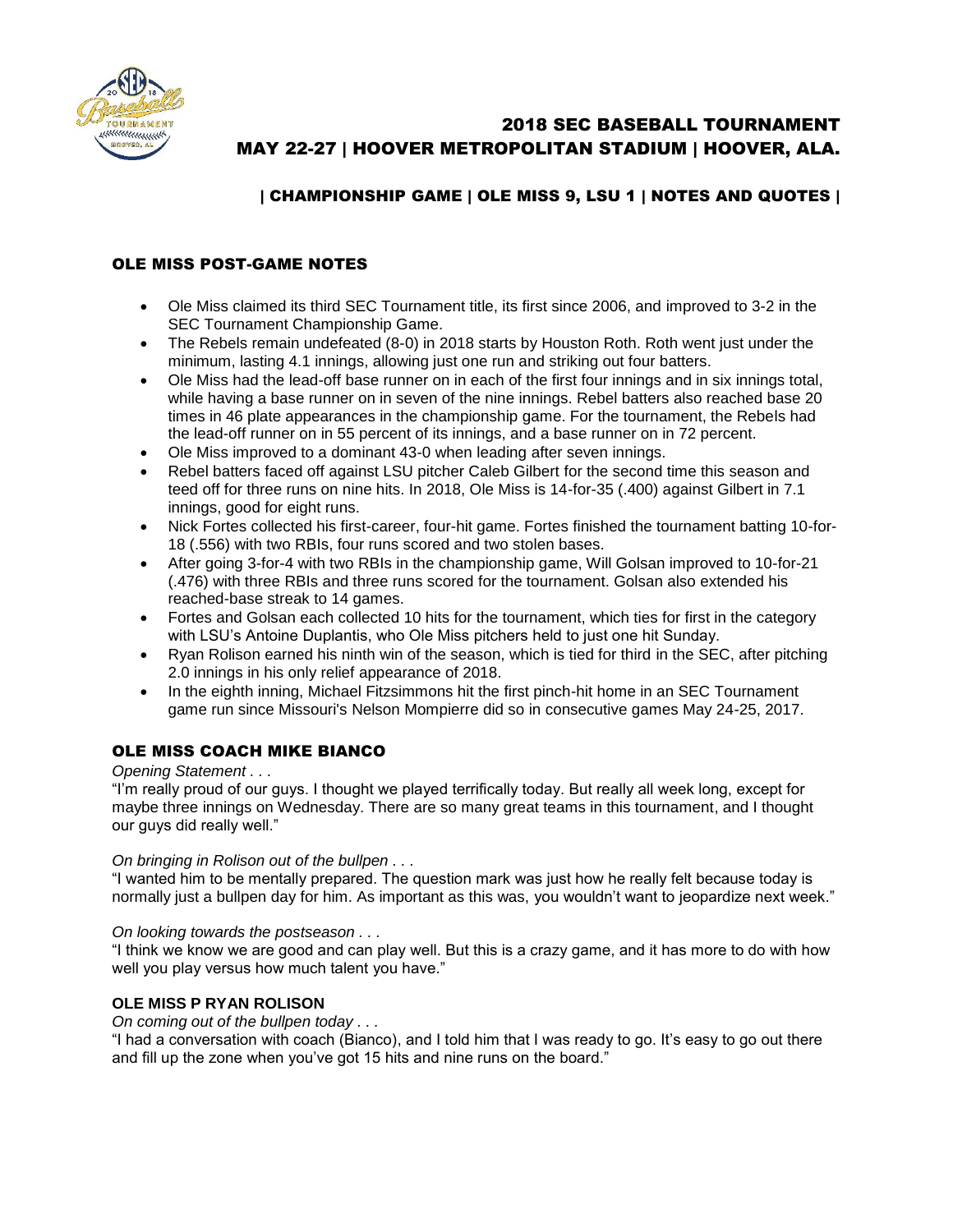# 2018 SEC BASEBALL TOURNAMENT
## MAY 22-27 | HOOVER METROPOLITAN STADIUM | HOOVER, ALA.

### | CHAMPIONSHIP GAME | OLE MISS 9, LSU 1 | NOTES AND QUOTES |

## OLE MISS POST-GAME NOTES

- Ole Miss claimed its third SEC Tournament title, its first since 2006, and improved to 3-2 in the SEC Tournament Championship Game.
- The Rebels remain undefeated (8-0) in 2018 starts by Houston Roth. Roth went just under the minimum, lasting 4.1 innings, allowing just one run and striking out four batters.
- Ole Miss had the lead-off base runner on in each of the first four innings and in six innings total, while having a base runner on in seven of the nine innings. Rebel batters also reached base 20 times in 46 plate appearances in the championship game. For the tournament, the Rebels had the lead-off runner on in 55 percent of its innings, and a base runner on in 72 percent.
- Ole Miss improved to a dominant 43-0 when leading after seven innings.
- Rebel batters faced off against LSU pitcher Caleb Gilbert for the second time this season and teed off for three runs on nine hits. In 2018, Ole Miss is 14-for-35 (.400) against Gilbert in 7.1 innings, good for eight runs.
- Nick Fortes collected his first-career, four-hit game. Fortes finished the tournament batting 10-for-18 (.556) with two RBIs, four runs scored and two stolen bases.
- After going 3-for-4 with two RBIs in the championship game, Will Golsan improved to 10-for-21 (.476) with three RBIs and three runs scored for the tournament. Golsan also extended his reached-base streak to 14 games.
- Fortes and Golsan each collected 10 hits for the tournament, which ties for first in the category with LSU's Antoine Duplantis, who Ole Miss pitchers held to just one hit Sunday.
- Ryan Rolison earned his ninth win of the season, which is tied for third in the SEC, after pitching 2.0 innings in his only relief appearance of 2018.
- In the eighth inning, Michael Fitzsimmons hit the first pinch-hit home in an SEC Tournament game run since Missouri's Nelson Mompierre did so in consecutive games May 24-25, 2017.

## OLE MISS COACH MIKE BIANCO

*Opening Statement . . .*

"I'm really proud of our guys. I thought we played terrifically today. But really all week long, except for maybe three innings on Wednesday. There are so many great teams in this tournament, and I thought our guys did really well."

*On bringing in Rolison out of the bullpen . . .*

"I wanted him to be mentally prepared. The question mark was just how he really felt because today is normally just a bullpen day for him. As important as this was, you wouldn't want to jeopardize next week."

*On looking towards the postseason . . .*

"I think we know we are good and can play well. But this is a crazy game, and it has more to do with how well you play versus how much talent you have."

**OLE MISS P RYAN ROLISON**

*On coming out of the bullpen today . . .*

"I had a conversation with coach (Bianco), and I told him that I was ready to go. It's easy to go out there and fill up the zone when you've got 15 hits and nine runs on the board."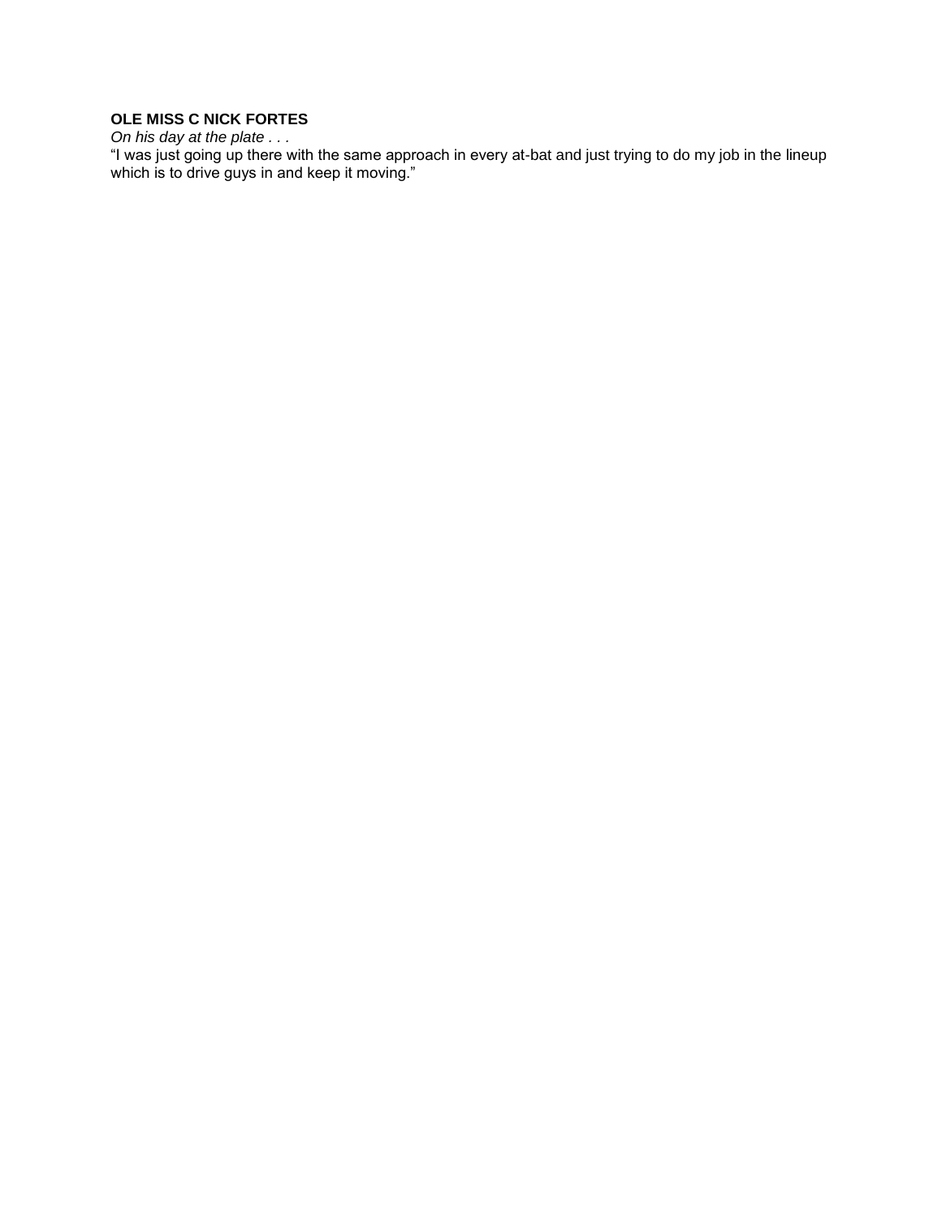**OLE MISS C NICK FORTES**

*On his day at the plate . . .*

“I was just going up there with the same approach in every at-bat and just trying to do my job in the lineup which is to drive guys in and keep it moving.”